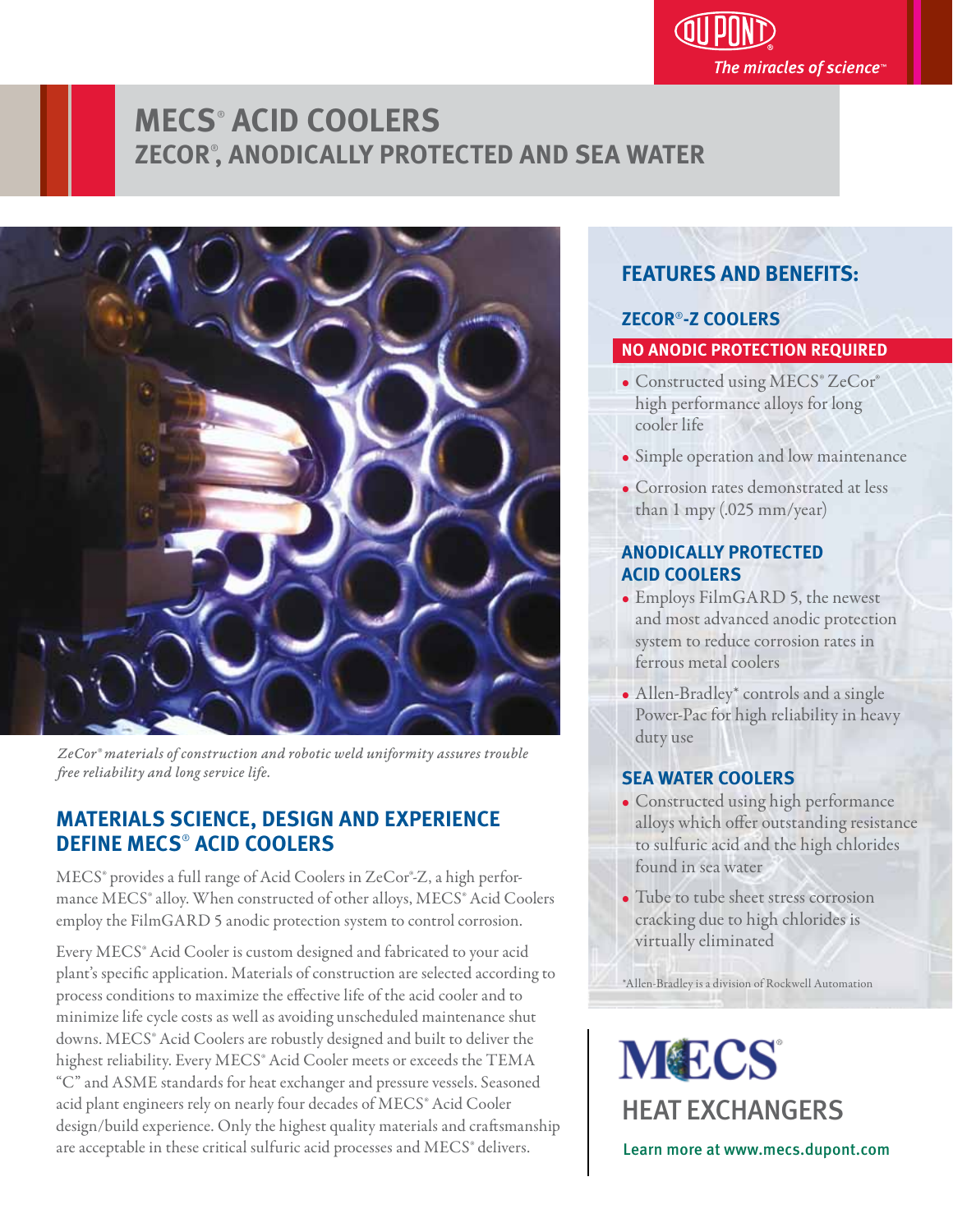# MECS® ACID COOLERS

## ZECOR®, ANODICALLY PROTECTED AND SEA WATER

*ZeCor® materials of construction and robotic weld uniformity assures trouble free reliability and long service life.*

## MATERIALS SCIENCE, DESIGN AND EXPERIENCE DEFINE MECS® ACID COOLERS

MECS® provides a full range of Acid Coolers in ZeCor®-Z, a high performance MECS® alloy. When constructed of other alloys, MECS® Acid Coolers employ the FilmGARD 5 anodic protection system to control corrosion.

Every MECS® Acid Cooler is custom designed and fabricated to your acid plant's specific application. Materials of construction are selected according to process conditions to maximize the effective life of the acid cooler and to minimize life cycle costs as well as avoiding unscheduled maintenance shut downs. MECS® Acid Coolers are robustly designed and built to deliver the highest reliability. Every MECS® Acid Cooler meets or exceeds the TEMA "C" and ASME standards for heat exchanger and pressure vessels. Seasoned acid plant engineers rely on nearly four decades of MECS® Acid Cooler design/build experience. Only the highest quality materials and craftsmanship are acceptable in these critical sulfuric acid processes and MECS® delivers.

## FEATURES AND BENEFITS:

### ZECOR®-Z COOLERS

**NO ANODIC PROTECTION REQUIRED**

- Constructed using MECS® ZeCor® high performance alloys for long cooler life
- Simple operation and low maintenance
- Corrosion rates demonstrated at less than 1 mpy (.025 mm/year)

### ANODICALLY PROTECTED ACID COOLERS

- Employs FilmGARD 5, the newest and most advanced anodic protection system to reduce corrosion rates in ferrous metal coolers
- Allen-Bradley* controls and a single Power-Pac for high reliability in heavy duty use

### SEA WATER COOLERS

- Constructed using high performance alloys which offer outstanding resistance to sulfuric acid and the high chlorides found in sea water
- Tube to tube sheet stress corrosion cracking due to high chlorides is virtually eliminated

*Allen-Bradley is a division of Rockwell Automation

MECS® HEAT EXCHANGERS

Learn more at www.mecs.dupont.com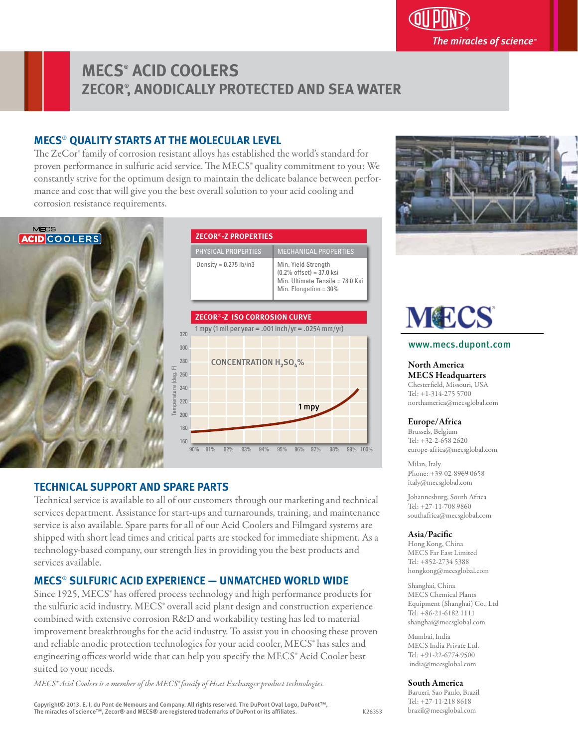# MECS® ACID COOLERS

## ZECOR®, ANODICALLY PROTECTED AND SEA WATER

### MECS® QUALITY STARTS AT THE MOLECULAR LEVEL

The ZeCor® family of corrosion resistant alloys has established the world's standard for proven performance in sulfuric acid service. The MECS® quality commitment to you: We constantly strive for the optimum design to maintain the delicate balance between performance and cost that will give you the best overall solution to your acid cooling and corrosion resistance requirements.

MECS ACID COOLERS

**ZECOR®-Z PROPERTIES**

| PHYSICAL PROPERTIES | MECHANICAL PROPERTIES |
|---|---|
| Density = 0.275 lb/in3 | Min. Yield Strength (0.2% offset) = 37.0 ksi<br>Min. Ultimate Tensile = 78.0 Ksi<br>Min. Elongation = 30% |

**ZECOR®-Z ISO CORROSION CURVE**

1 mpy (1 mil per year = .001 inch/yr = .0254 mm/yr)

CONCENTRATION $H_2SO_4$%

1 mpy

Temperature (deg. F)

320, 300, 280, 260, 240, 220, 200, 180, 160

90%, 91%, 92%, 93%, 94%, 95%, 96%, 97%, 98%, 99%, 100%

### TECHNICAL SUPPORT AND SPARE PARTS

Technical service is available to all of our customers through our marketing and technical services department. Assistance for start-ups and turnarounds, training, and maintenance service is also available. Spare parts for all of our Acid Coolers and Filmgard systems are shipped with short lead times and critical parts are stocked for immediate shipment. As a technology-based company, our strength lies in providing you the best products and services available.

### MECS® SULFURIC ACID EXPERIENCE — UNMATCHED WORLD WIDE

Since 1925, MECS® has offered process technology and high performance products for the sulfuric acid industry. MECS® overall acid plant design and construction experience combined with extensive corrosion R&D and workability testing has led to material improvement breakthroughs for the acid industry. To assist you in choosing these proven and reliable anodic protection technologies for your acid cooler, MECS® has sales and engineering offices world wide that can help you specify the MECS® Acid Cooler best suited to your needs.

*MECS® Acid Coolers is a member of the MECS® family of Heat Exchanger product technologies.*

Copyright© 2013. E. I. du Pont de Nemours and Company. All rights reserved. The DuPont Oval Logo, DuPont™, The miracles of science™, Zecor® and MECS® are registered trademarks of DuPont or its affiliates.

K26353

MECS®

www.mecs.dupont.com

**North America**
**MECS Headquarters**
Chesterfield, Missouri, USA
Tel: +1-314-275 5700
northamerica@mecsglobal.com

**Europe/Africa**
Brussels, Belgium
Tel: +32-2-658 2620
europe-africa@mecsglobal.com

Milan, Italy
Phone: +39-02-8969 0658
italy@mecsglobal.com

Johannesburg, South Africa
Tel: +27-11-708 9860
southafrica@mecsglobal.com

**Asia/Pacific**
Hong Kong, China
MECS Far East Limited
Tel: +852-2734 5388
hongkong@mecsglobal.com

Shanghai, China
MECS Chemical Plants Equipment (Shanghai) Co., Ltd
Tel: +86-21-6182 1111
shanghai@mecsglobal.com

Mumbai, India
MECS India Private Ltd.
Tel: +91-22-6774 9500
india@mecsglobal.com

**South America**
Barueri, Sao Paulo, Brazil
Tel: +27-11-218 8618
brazil@mecsglobal.com